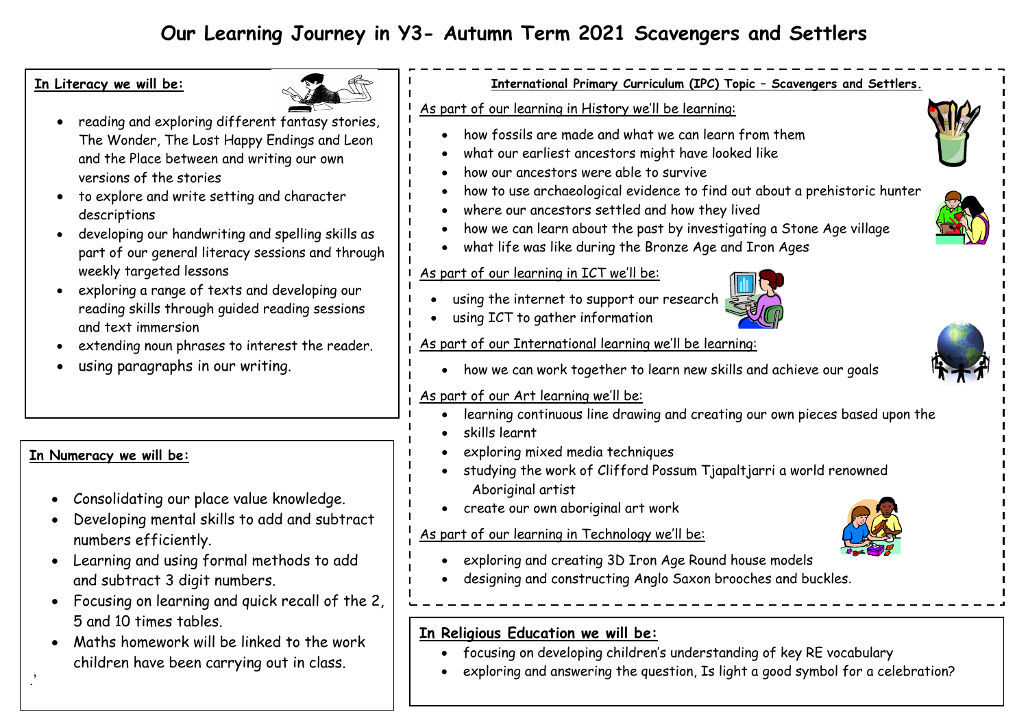# Our Learning Journey in Y3- Autumn Term 2021 Scavengers and Settlers

**In Literacy we will be:**

- reading and exploring different fantasy stories, The Wonder, The Lost Happy Endings and Leon and the Place between and writing our own versions of the stories
- to explore and write setting and character descriptions
- developing our handwriting and spelling skills as part of our general literacy sessions and through weekly targeted lessons
- exploring a range of texts and developing our reading skills through guided reading sessions and text immersion
- extending noun phrases to interest the reader.
- using paragraphs in our writing.

**In Numeracy we will be:**

- Consolidating our place value knowledge.
- Developing mental skills to add and subtract numbers efficiently.
- Learning and using formal methods to add and subtract 3 digit numbers.
- Focusing on learning and quick recall of the 2, 5 and 10 times tables.
- Maths homework will be linked to the work children have been carrying out in class.

.'

**International Primary Curriculum (IPC) Topic – Scavengers and Settlers.**

As part of our learning in History we'll be learning:

- how fossils are made and what we can learn from them
- what our earliest ancestors might have looked like
- how our ancestors were able to survive
- how to use archaeological evidence to find out about a prehistoric hunter
- where our ancestors settled and how they lived
- how we can learn about the past by investigating a Stone Age village
- what life was like during the Bronze Age and Iron Ages

As part of our learning in ICT we'll be:

- using the internet to support our research
- using ICT to gather information

As part of our International learning we'll be learning:

- how we can work together to learn new skills and achieve our goals

As part of our Art learning we'll be:

- learning continuous line drawing and creating our own pieces based upon the
- skills learnt
- exploring mixed media techniques
- studying the work of Clifford Possum Tjapaltjarri a world renowned Aboriginal artist
- create our own aboriginal art work

As part of our learning in Technology we'll be:

- exploring and creating 3D Iron Age Round house models
- designing and constructing Anglo Saxon brooches and buckles.

**In Religious Education we will be:**

- focusing on developing children's understanding of key RE vocabulary
- exploring and answering the question, Is light a good symbol for a celebration?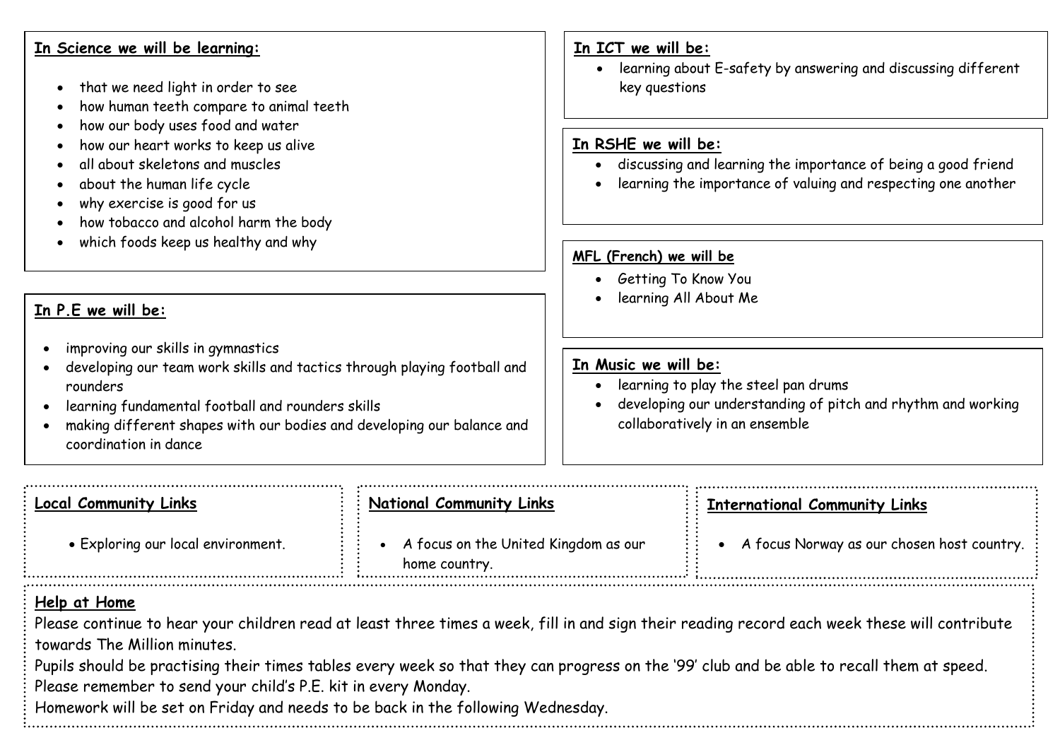## In Science we will be learning:

- that we need light in order to see
- how human teeth compare to animal teeth
- how our body uses food and water
- how our heart works to keep us alive
- all about skeletons and muscles
- about the human life cycle
- why exercise is good for us
- how tobacco and alcohol harm the body
- which foods keep us healthy and why

## In P.E we will be:

- improving our skills in gymnastics
- developing our team work skills and tactics through playing football and rounders
- learning fundamental football and rounders skills
- making different shapes with our bodies and developing our balance and coordination in dance

## In ICT we will be:

- learning about E-safety by answering and discussing different key questions

## In RSHE we will be:

- discussing and learning the importance of being a good friend
- learning the importance of valuing and respecting one another

## MFL (French) we will be

- Getting To Know You
- learning All About Me

## In Music we will be:

- learning to play the steel pan drums
- developing our understanding of pitch and rhythm and working collaboratively in an ensemble

## Local Community Links

- Exploring our local environment.

## National Community Links

- A focus on the United Kingdom as our home country.

## International Community Links

- A focus Norway as our chosen host country.

## Help at Home

Please continue to hear your children read at least three times a week, fill in and sign their reading record each week these will contribute towards The Million minutes.

Pupils should be practising their times tables every week so that they can progress on the '99' club and be able to recall them at speed.

Please remember to send your child's P.E. kit in every Monday.

Homework will be set on Friday and needs to be back in the following Wednesday.